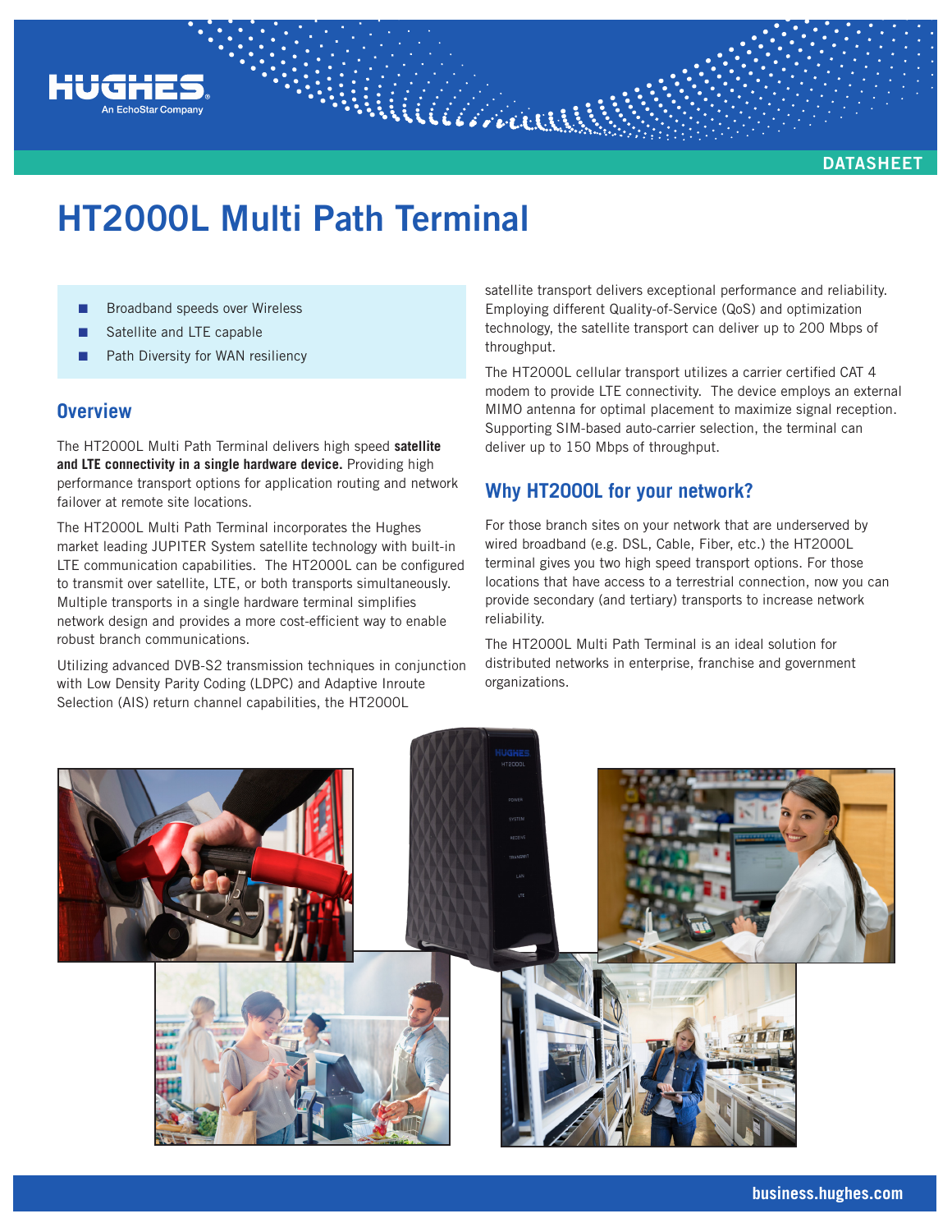DATASHEET

# HT2000L Multi Path Terminal

- Broadband speeds over Wireless
- Satellite and LTE capable
- Path Diversity for WAN resiliency

## Overview

The HT2000L Multi Path Terminal delivers high speed **satellite and LTE connectivity in a single hardware device.** Providing high performance transport options for application routing and network failover at remote site locations.

The HT2000L Multi Path Terminal incorporates the Hughes market leading JUPITER System satellite technology with built-in LTE communication capabilities. The HT2000L can be configured to transmit over satellite, LTE, or both transports simultaneously. Multiple transports in a single hardware terminal simplifies network design and provides a more cost-efficient way to enable robust branch communications.

Utilizing advanced DVB-S2 transmission techniques in conjunction with Low Density Parity Coding (LDPC) and Adaptive Inroute Selection (AIS) return channel capabilities, the HT2000L satellite transport delivers exceptional performance and reliability. Employing different Quality-of-Service (QoS) and optimization technology, the satellite transport can deliver up to 200 Mbps of throughput.

The HT2000L cellular transport utilizes a carrier certified CAT 4 modem to provide LTE connectivity. The device employs an external MIMO antenna for optimal placement to maximize signal reception. Supporting SIM-based auto-carrier selection, the terminal can deliver up to 150 Mbps of throughput.

## Why HT2000L for your network?

For those branch sites on your network that are underserved by wired broadband (e.g. DSL, Cable, Fiber, etc.) the HT2000L terminal gives you two high speed transport options. For those locations that have access to a terrestrial connection, now you can provide secondary (and tertiary) transports to increase network reliability.

The HT2000L Multi Path Terminal is an ideal solution for distributed networks in enterprise, franchise and government organizations.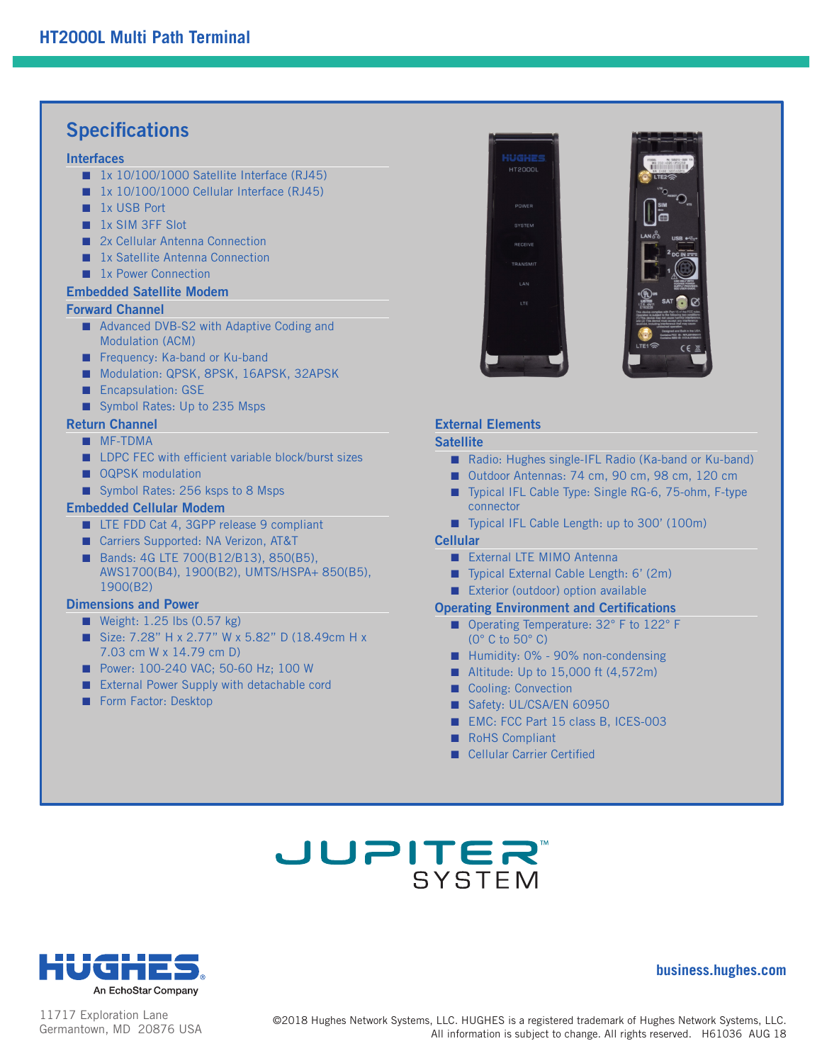# HT2000L Multi Path Terminal

## Specifications

### Interfaces

- 1x 10/100/1000 Satellite Interface (RJ45)
- 1x 10/100/1000 Cellular Interface (RJ45)
- 1x USB Port
- 1x SIM 3FF Slot
- 2x Cellular Antenna Connection
- 1x Satellite Antenna Connection
- 1x Power Connection

### Embedded Satellite Modem

### Forward Channel

- Advanced DVB-S2 with Adaptive Coding and Modulation (ACM)
- Frequency: Ka-band or Ku-band
- Modulation: QPSK, 8PSK, 16APSK, 32APSK
- Encapsulation: GSE
- Symbol Rates: Up to 235 Msps

### Return Channel

- MF-TDMA
- LDPC FEC with efficient variable block/burst sizes
- OQPSK modulation
- Symbol Rates: 256 ksps to 8 Msps

### Embedded Cellular Modem

- LTE FDD Cat 4, 3GPP release 9 compliant
- Carriers Supported: NA Verizon, AT&T
- Bands: 4G LTE 700(B12/B13), 850(B5), AWS1700(B4), 1900(B2), UMTS/HSPA+ 850(B5), 1900(B2)

### Dimensions and Power

- Weight: 1.25 lbs (0.57 kg)
- Size: 7.28" H x 2.77" W x 5.82" D (18.49cm H x 7.03 cm W x 14.79 cm D)
- Power: 100-240 VAC; 50-60 Hz; 100 W
- External Power Supply with detachable cord
- Form Factor: Desktop

### External Elements

### Satellite

- Radio: Hughes single-IFL Radio (Ka-band or Ku-band)
- Outdoor Antennas: 74 cm, 90 cm, 98 cm, 120 cm
- Typical IFL Cable Type: Single RG-6, 75-ohm, F-type connector
- Typical IFL Cable Length: up to 300' (100m)

### Cellular

- External LTE MIMO Antenna
- Typical External Cable Length: 6' (2m)
- Exterior (outdoor) option available

### Operating Environment and Certifications

- Operating Temperature: 32° F to 122° F (0° C to 50° C)
- Humidity: 0% - 90% non-condensing
- Altitude: Up to 15,000 ft (4,572m)
- Cooling: Convection
- Safety: UL/CSA/EN 60950
- EMC: FCC Part 15 class B, ICES-003
- RoHS Compliant
- Cellular Carrier Certified

JUPITER™ SYSTEM

HUGHES®
An EchoStar Company

11717 Exploration Lane
Germantown, MD 20876 USA

business.hughes.com

©2018 Hughes Network Systems, LLC. HUGHES is a registered trademark of Hughes Network Systems, LLC. All information is subject to change. All rights reserved. H61036 AUG 18